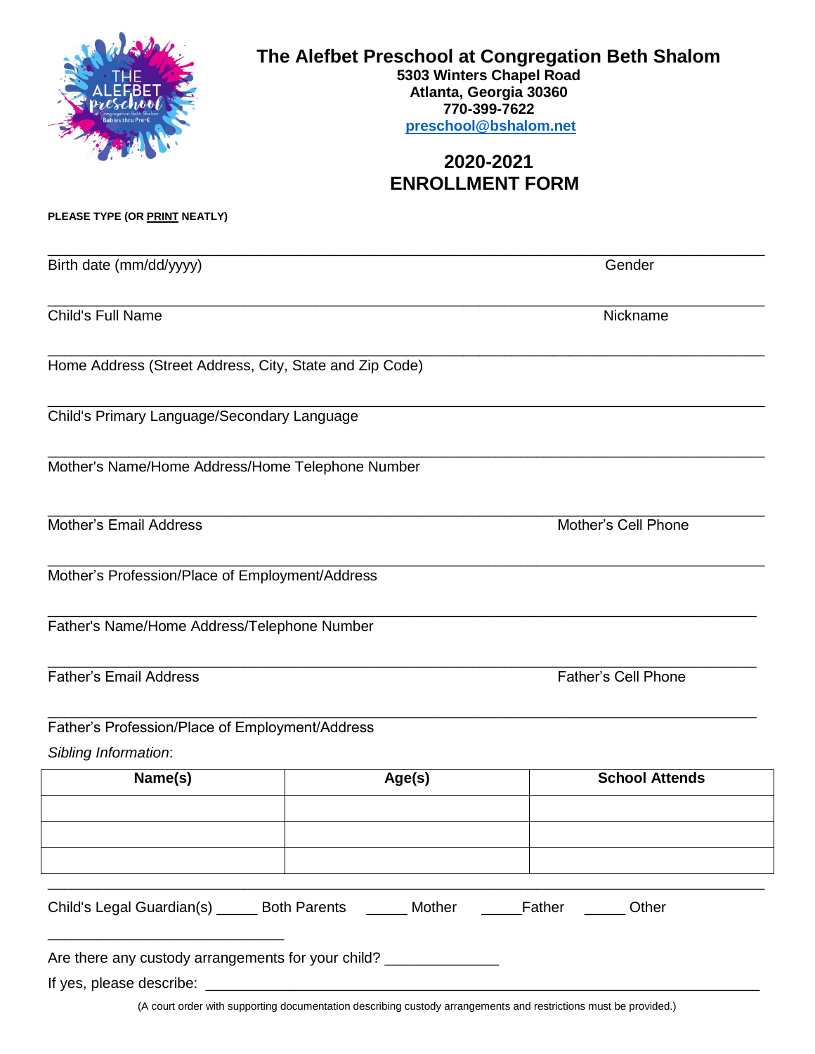# The Alefbet Preschool at Congregation Beth Shalom

**5303 Winters Chapel Road**
**Atlanta, Georgia 30360**
**770-399-7622**
**preschool@bshalom.net**

## 2020-2021
## ENROLLMENT FORM

**PLEASE TYPE (OR PRINT NEATLY)**

____________________________________________________________________________
Birth date (mm/dd/yyyy) Gender

____________________________________________________________________________
Child's Full Name Nickname

____________________________________________________________________________
Home Address (Street Address, City, State and Zip Code)

____________________________________________________________________________
Child's Primary Language/Secondary Language

____________________________________________________________________________
Mother's Name/Home Address/Home Telephone Number

____________________________________________________________________________
Mother's Email Address Mother's Cell Phone

____________________________________________________________________________
Mother's Profession/Place of Employment/Address

____________________________________________________________________________
Father's Name/Home Address/Telephone Number

____________________________________________________________________________
Father's Email Address Father's Cell Phone

____________________________________________________________________________
Father's Profession/Place of Employment/Address

*Sibling Information*:

| Name(s) | Age(s) | School Attends |
|---|---|---|
| | | |
| | | |
| | | |

____________________________________________________________________________

Child's Legal Guardian(s) _____ Both Parents _____ Mother _____Father _____ Other ____________________________

Are there any custody arrangements for your child? _____________

If yes, please describe: ________________________________________________________________

(A court order with supporting documentation describing custody arrangements and restrictions must be provided.)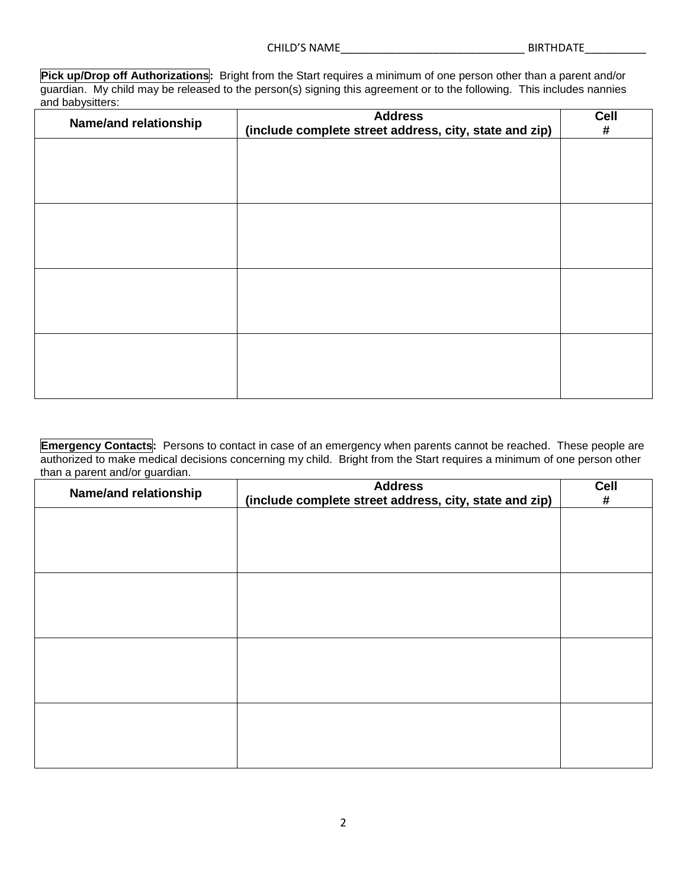CHILD'S NAME______________________________ BIRTHDATE__________

**Pick up/Drop off Authorizations:** Bright from the Start requires a minimum of one person other than a parent and/or guardian. My child may be released to the person(s) signing this agreement or to the following. This includes nannies and babysitters:

| Name/and relationship | Address (include complete street address, city, state and zip) | Cell # |
|---|---|---|
| | | |
| | | |
| | | |
| | | |

**Emergency Contacts:** Persons to contact in case of an emergency when parents cannot be reached. These people are authorized to make medical decisions concerning my child. Bright from the Start requires a minimum of one person other than a parent and/or guardian.

| Name/and relationship | Address (include complete street address, city, state and zip) | Cell # |
|---|---|---|
| | | |
| | | |
| | | |
| | | |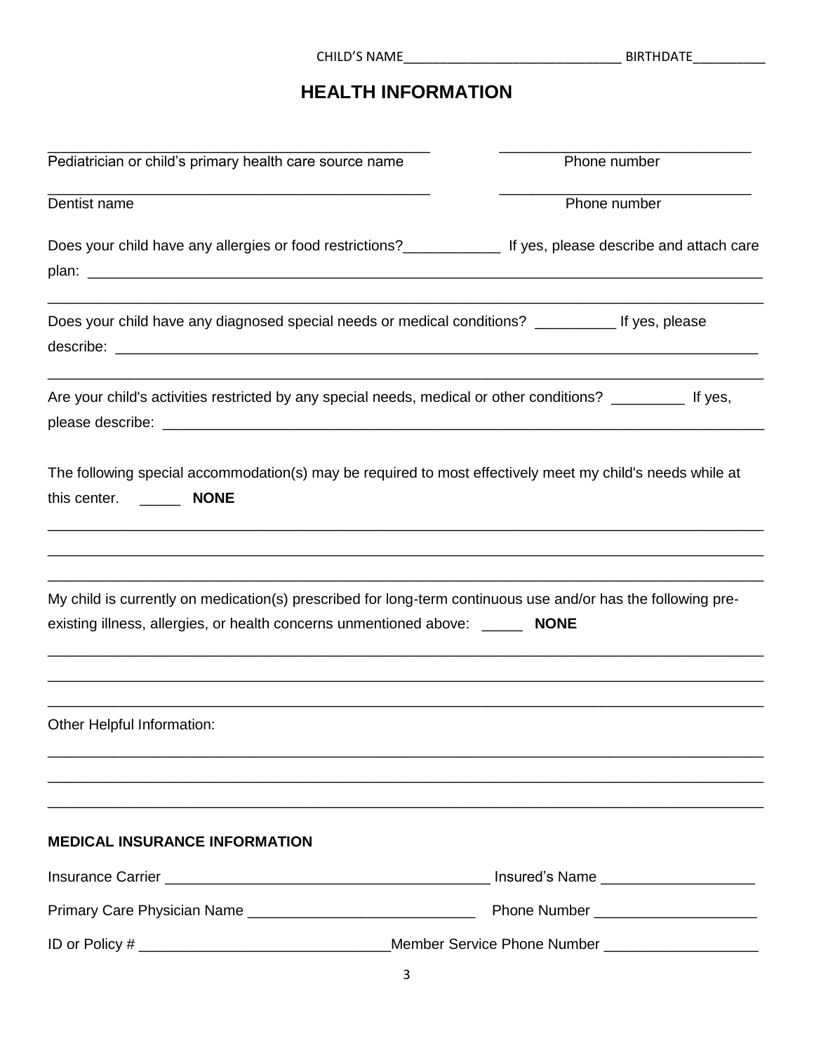CHILD'S NAME______________________________ BIRTHDATE__________

# HEALTH INFORMATION

_______________________________________________ _______________________________

Pediatrician or child's primary health care source name Phone number

_______________________________________________ _______________________________

Dentist name Phone number

Does your child have any allergies or food restrictions?____________ If yes, please describe and attach care plan: ______________________________________________________________________________

________________________________________________________________________________________

Does your child have any diagnosed special needs or medical conditions? __________ If yes, please describe: ___________________________________________________________________________

________________________________________________________________________________________

Are your child's activities restricted by any special needs, medical or other conditions? _________ If yes, please describe: _______________________________________________________________________

The following special accommodation(s) may be required to most effectively meet my child's needs while at this center. _____ **NONE**

________________________________________________________________________________________

________________________________________________________________________________________

________________________________________________________________________________________

My child is currently on medication(s) prescribed for long-term continuous use and/or has the following pre-existing illness, allergies, or health concerns unmentioned above: _____ **NONE**

________________________________________________________________________________________

________________________________________________________________________________________

________________________________________________________________________________________

Other Helpful Information:

________________________________________________________________________________________

________________________________________________________________________________________

________________________________________________________________________________________

**MEDICAL INSURANCE INFORMATION**

Insurance Carrier ________________________________________ Insured's Name ___________________

Primary Care Physician Name ____________________________ Phone Number ____________________

ID or Policy # ______________________________Member Service Phone Number ___________________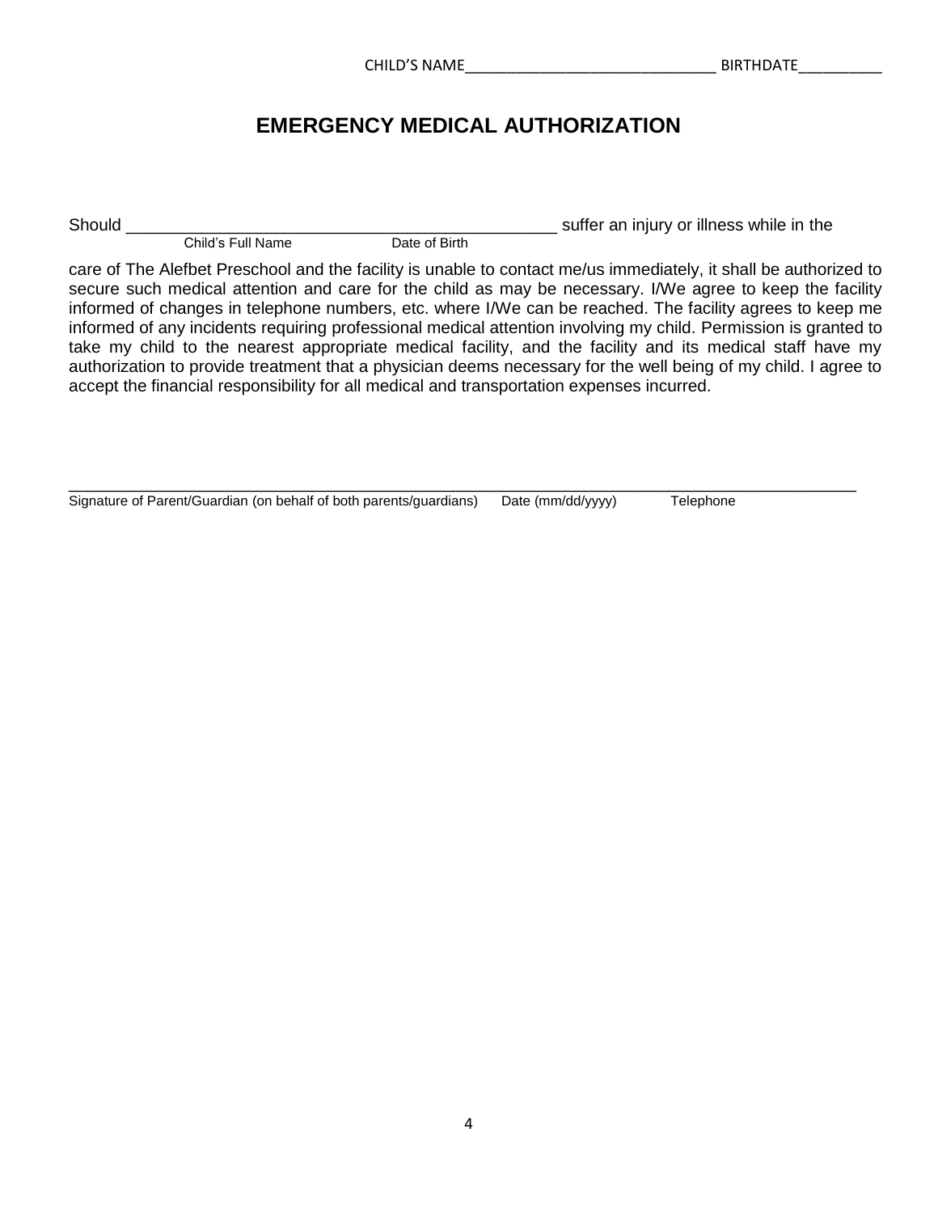CHILD'S NAME______________________________ BIRTHDATE__________

# EMERGENCY MEDICAL AUTHORIZATION

Should ________________________________________________ suffer an injury or illness while in the
Child's Full Name Date of Birth

care of The Alefbet Preschool and the facility is unable to contact me/us immediately, it shall be authorized to secure such medical attention and care for the child as may be necessary. I/We agree to keep the facility informed of changes in telephone numbers, etc. where I/We can be reached. The facility agrees to keep me informed of any incidents requiring professional medical attention involving my child. Permission is granted to take my child to the nearest appropriate medical facility, and the facility and its medical staff have my authorization to provide treatment that a physician deems necessary for the well being of my child. I agree to accept the financial responsibility for all medical and transportation expenses incurred.

____________________________________________________________________________________________
Signature of Parent/Guardian (on behalf of both parents/guardians) Date (mm/dd/yyyy) Telephone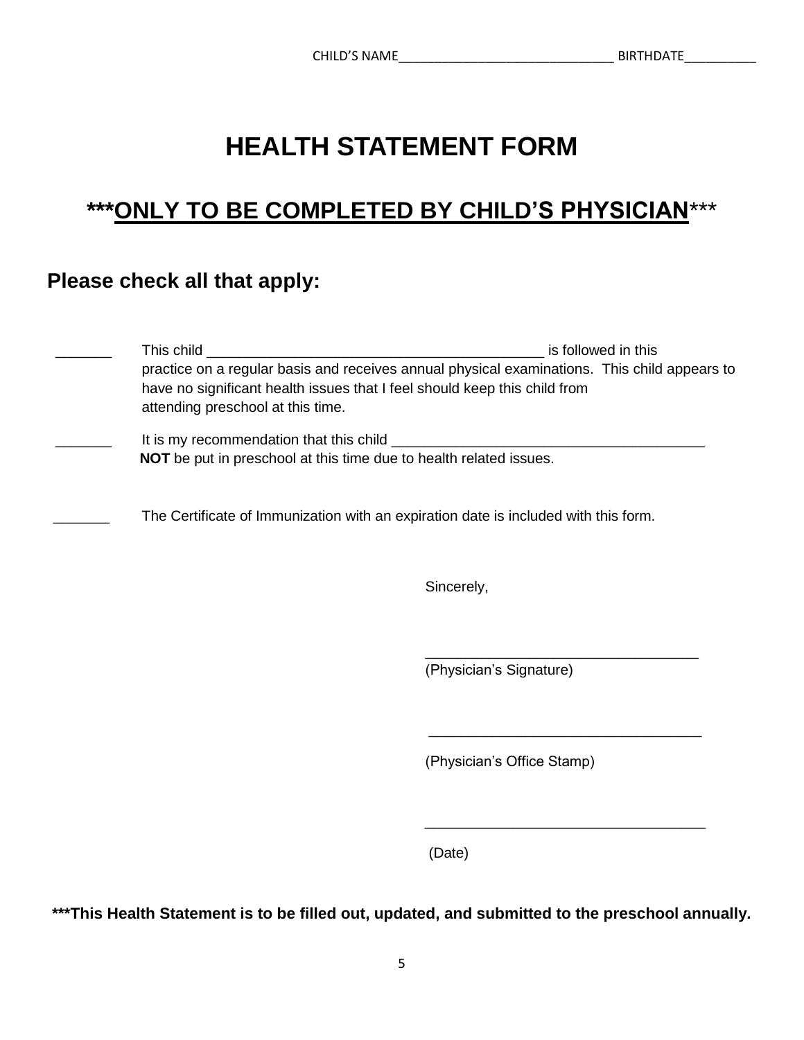CHILD'S NAME______________________________ BIRTHDATE__________

# HEALTH STATEMENT FORM

## ***ONLY TO BE COMPLETED BY CHILD'S PHYSICIAN***

### Please check all that apply:

_______ This child __________________________________________ is followed in this practice on a regular basis and receives annual physical examinations. This child appears to have no significant health issues that I feel should keep this child from attending preschool at this time.

_______ It is my recommendation that this child _______________________________________ **NOT** be put in preschool at this time due to health related issues.

_______ The Certificate of Immunization with an expiration date is included with this form.

Sincerely,

__________________________________
(Physician's Signature)

__________________________________
(Physician's Office Stamp)

__________________________________
(Date)

**\*\*\*This Health Statement is to be filled out, updated, and submitted to the preschool annually.**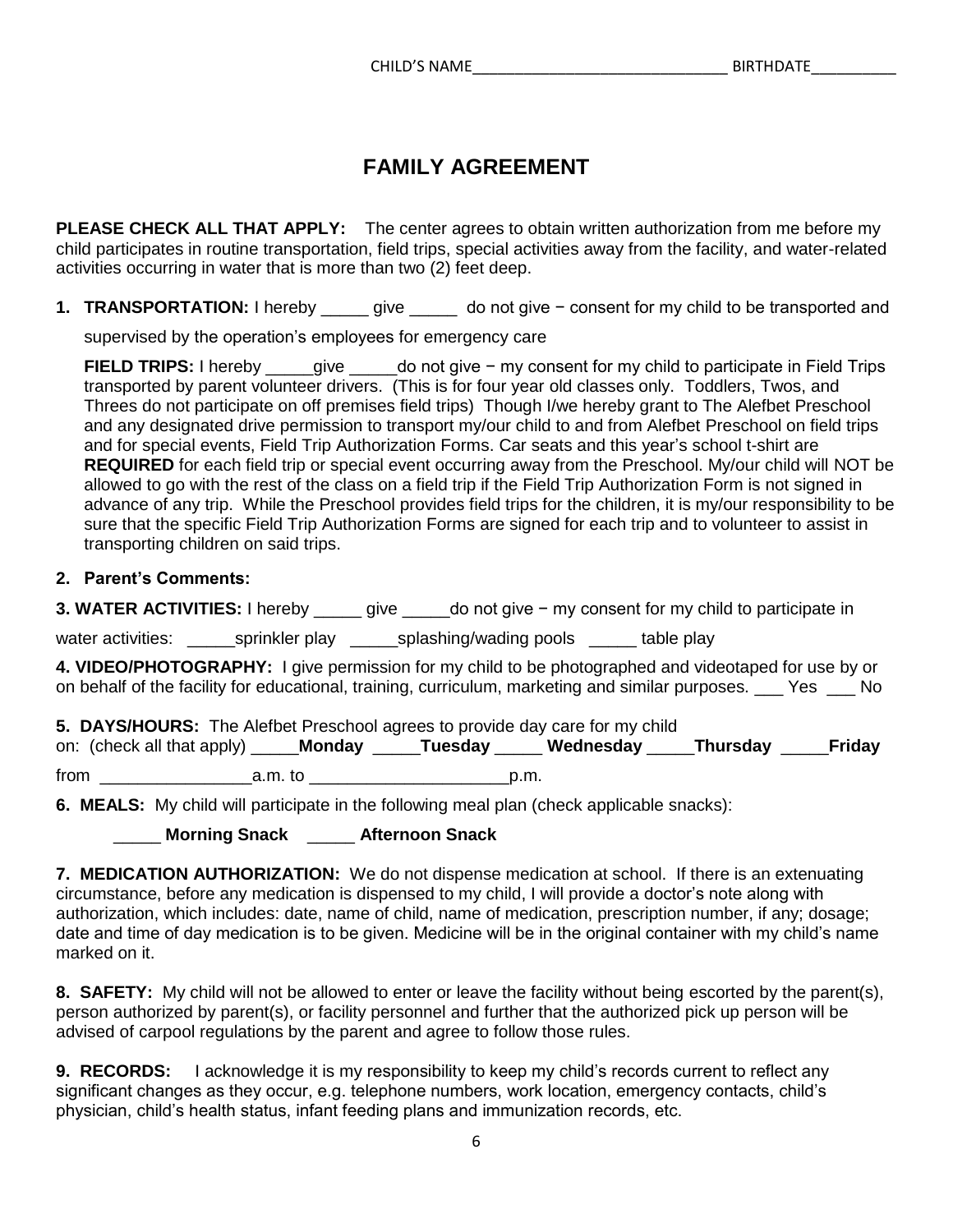CHILD'S NAME_____________________________ BIRTHDATE__________

# FAMILY AGREEMENT

**PLEASE CHECK ALL THAT APPLY:** The center agrees to obtain written authorization from me before my child participates in routine transportation, field trips, special activities away from the facility, and water-related activities occurring in water that is more than two (2) feet deep.

1. **TRANSPORTATION:** I hereby _____ give _____ do not give − consent for my child to be transported and supervised by the operation's employees for emergency care

   **FIELD TRIPS:** I hereby _____give _____do not give − my consent for my child to participate in Field Trips transported by parent volunteer drivers. (This is for four year old classes only. Toddlers, Twos, and Threes do not participate on off premises field trips) Though I/we hereby grant to The Alefbet Preschool and any designated drive permission to transport my/our child to and from Alefbet Preschool on field trips and for special events, Field Trip Authorization Forms. Car seats and this year's school t-shirt are **REQUIRED** for each field trip or special event occurring away from the Preschool. My/our child will NOT be allowed to go with the rest of the class on a field trip if the Field Trip Authorization Form is not signed in advance of any trip. While the Preschool provides field trips for the children, it is my/our responsibility to be sure that the specific Field Trip Authorization Forms are signed for each trip and to volunteer to assist in transporting children on said trips.

2. **Parent's Comments:**

**3. WATER ACTIVITIES:** I hereby _____ give _____do not give − my consent for my child to participate in water activities: _____sprinkler play _____splashing/wading pools _____ table play

**4. VIDEO/PHOTOGRAPHY:** I give permission for my child to be photographed and videotaped for use by or on behalf of the facility for educational, training, curriculum, marketing and similar purposes. ___ Yes ___ No

**5. DAYS/HOURS:** The Alefbet Preschool agrees to provide day care for my child on: (check all that apply) _____**Monday** _____**Tuesday** _____ **Wednesday** _____**Thursday** _____**Friday**

from ________________a.m. to _____________________p.m.

**6. MEALS:** My child will participate in the following meal plan (check applicable snacks):

_____ **Morning Snack** _____ **Afternoon Snack**

**7. MEDICATION AUTHORIZATION:** We do not dispense medication at school. If there is an extenuating circumstance, before any medication is dispensed to my child, I will provide a doctor's note along with authorization, which includes: date, name of child, name of medication, prescription number, if any; dosage; date and time of day medication is to be given. Medicine will be in the original container with my child's name marked on it.

**8. SAFETY:** My child will not be allowed to enter or leave the facility without being escorted by the parent(s), person authorized by parent(s), or facility personnel and further that the authorized pick up person will be advised of carpool regulations by the parent and agree to follow those rules.

**9. RECORDS:** I acknowledge it is my responsibility to keep my child's records current to reflect any significant changes as they occur, e.g. telephone numbers, work location, emergency contacts, child's physician, child's health status, infant feeding plans and immunization records, etc.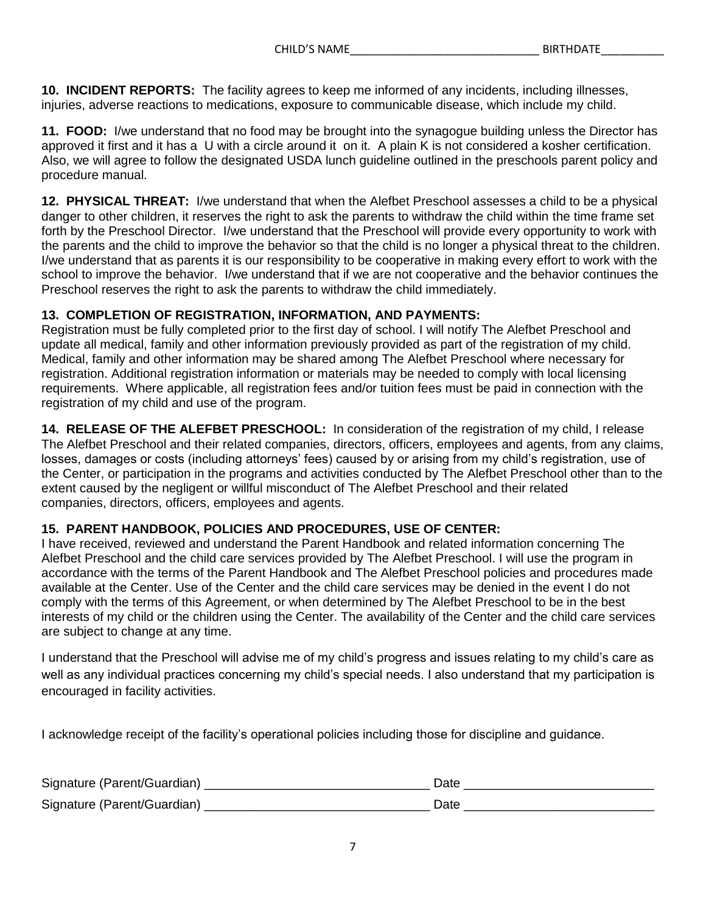CHILD'S NAME_____________________________ BIRTHDATE__________

**10. INCIDENT REPORTS:** The facility agrees to keep me informed of any incidents, including illnesses, injuries, adverse reactions to medications, exposure to communicable disease, which include my child.

**11. FOOD:** I/we understand that no food may be brought into the synagogue building unless the Director has approved it first and it has a U with a circle around it on it. A plain K is not considered a kosher certification. Also, we will agree to follow the designated USDA lunch guideline outlined in the preschools parent policy and procedure manual.

**12. PHYSICAL THREAT:** I/we understand that when the Alefbet Preschool assesses a child to be a physical danger to other children, it reserves the right to ask the parents to withdraw the child within the time frame set forth by the Preschool Director. I/we understand that the Preschool will provide every opportunity to work with the parents and the child to improve the behavior so that the child is no longer a physical threat to the children. I/we understand that as parents it is our responsibility to be cooperative in making every effort to work with the school to improve the behavior. I/we understand that if we are not cooperative and the behavior continues the Preschool reserves the right to ask the parents to withdraw the child immediately.

**13. COMPLETION OF REGISTRATION, INFORMATION, AND PAYMENTS:**
Registration must be fully completed prior to the first day of school. I will notify The Alefbet Preschool and update all medical, family and other information previously provided as part of the registration of my child. Medical, family and other information may be shared among The Alefbet Preschool where necessary for registration. Additional registration information or materials may be needed to comply with local licensing requirements. Where applicable, all registration fees and/or tuition fees must be paid in connection with the registration of my child and use of the program.

**14. RELEASE OF THE ALEFBET PRESCHOOL:** In consideration of the registration of my child, I release The Alefbet Preschool and their related companies, directors, officers, employees and agents, from any claims, losses, damages or costs (including attorneys' fees) caused by or arising from my child's registration, use of the Center, or participation in the programs and activities conducted by The Alefbet Preschool other than to the extent caused by the negligent or willful misconduct of The Alefbet Preschool and their related companies, directors, officers, employees and agents.

**15. PARENT HANDBOOK, POLICIES AND PROCEDURES, USE OF CENTER:**
I have received, reviewed and understand the Parent Handbook and related information concerning The Alefbet Preschool and the child care services provided by The Alefbet Preschool. I will use the program in accordance with the terms of the Parent Handbook and The Alefbet Preschool policies and procedures made available at the Center. Use of the Center and the child care services may be denied in the event I do not comply with the terms of this Agreement, or when determined by The Alefbet Preschool to be in the best interests of my child or the children using the Center. The availability of the Center and the child care services are subject to change at any time.

I understand that the Preschool will advise me of my child's progress and issues relating to my child's care as well as any individual practices concerning my child's special needs. I also understand that my participation is encouraged in facility activities.

I acknowledge receipt of the facility's operational policies including those for discipline and guidance.

Signature (Parent/Guardian) _______________________________ Date __________________________

Signature (Parent/Guardian) _______________________________ Date __________________________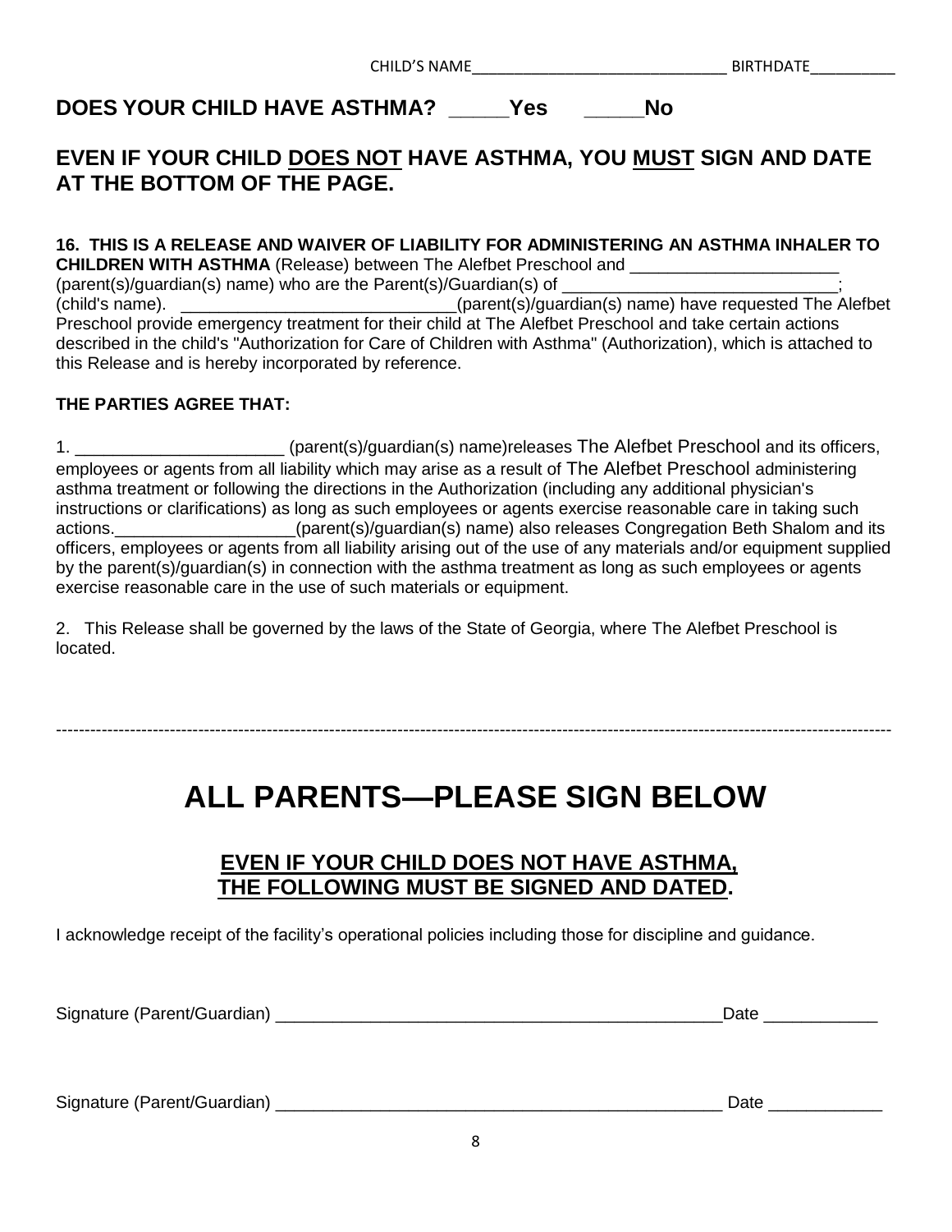CHILD'S NAME______________________________ BIRTHDATE_________

**DOES YOUR CHILD HAVE ASTHMA? _____Yes _____No**

## EVEN IF YOUR CHILD <u>DOES NOT</u> HAVE ASTHMA, YOU <u>MUST</u> SIGN AND DATE AT THE BOTTOM OF THE PAGE.

**16. THIS IS A RELEASE AND WAIVER OF LIABILITY FOR ADMINISTERING AN ASTHMA INHALER TO CHILDREN WITH ASTHMA** (Release) between The Alefbet Preschool and ______________________ (parent(s)/guardian(s) name) who are the Parent(s)/Guardian(s) of ______________________________; (child's name). ______________________________(parent(s)/guardian(s) name) have requested The Alefbet Preschool provide emergency treatment for their child at The Alefbet Preschool and take certain actions described in the child's "Authorization for Care of Children with Asthma" (Authorization), which is attached to this Release and is hereby incorporated by reference.

**THE PARTIES AGREE THAT:**

1. ______________________ (parent(s)/guardian(s) name)releases The Alefbet Preschool and its officers, employees or agents from all liability which may arise as a result of The Alefbet Preschool administering asthma treatment or following the directions in the Authorization (including any additional physician's instructions or clarifications) as long as such employees or agents exercise reasonable care in taking such actions.___________________(parent(s)/guardian(s) name) also releases Congregation Beth Shalom and its officers, employees or agents from all liability arising out of the use of any materials and/or equipment supplied by the parent(s)/guardian(s) in connection with the asthma treatment as long as such employees or agents exercise reasonable care in the use of such materials or equipment.

2. This Release shall be governed by the laws of the State of Georgia, where The Alefbet Preschool is located.

---

# ALL PARENTS—PLEASE SIGN BELOW

## <u>EVEN IF YOUR CHILD DOES NOT HAVE ASTHMA, THE FOLLOWING MUST BE SIGNED AND DATED.</u>

I acknowledge receipt of the facility's operational policies including those for discipline and guidance.

Signature (Parent/Guardian) _______________________________________________Date ____________

Signature (Parent/Guardian) _______________________________________________ Date ____________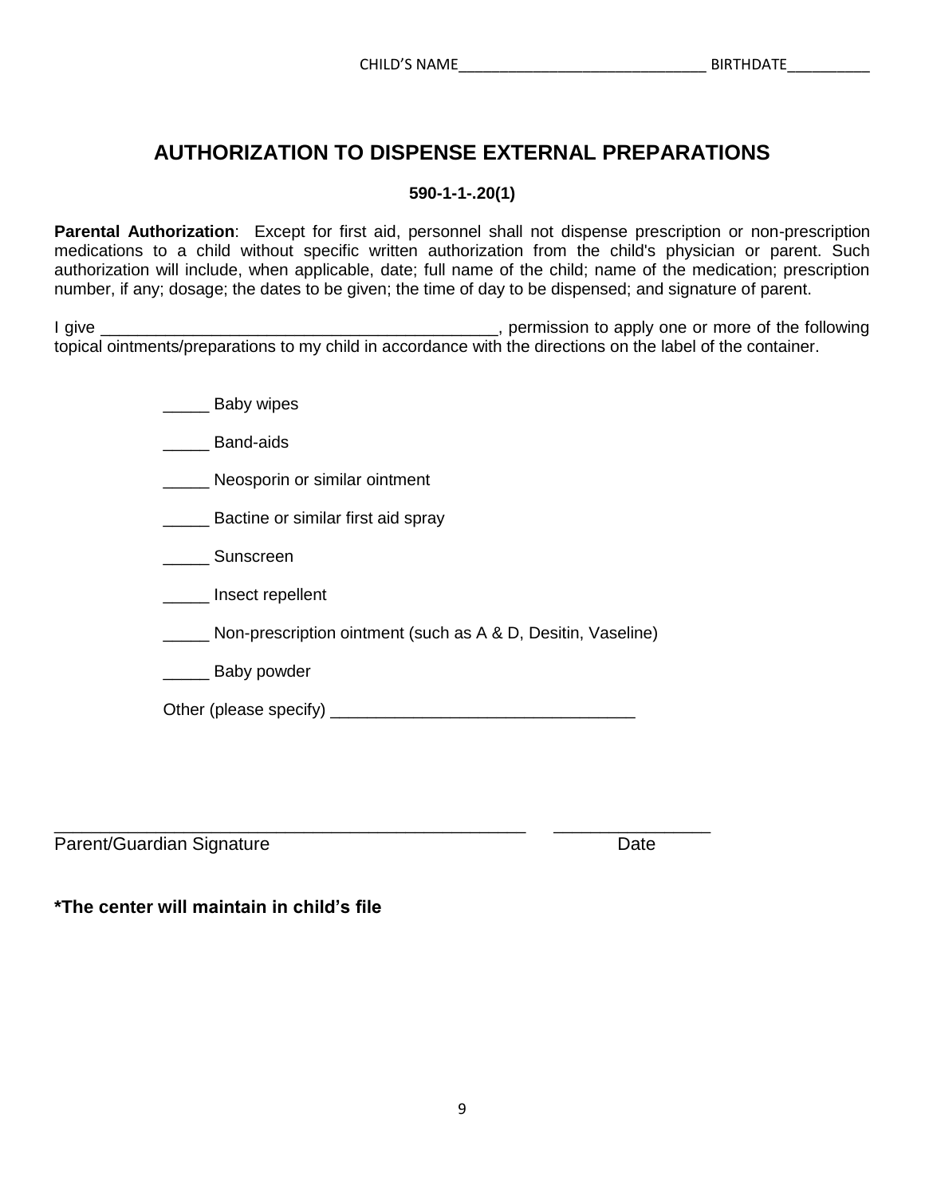CHILD'S NAME______________________________ BIRTHDATE__________

# AUTHORIZATION TO DISPENSE EXTERNAL PREPARATIONS

**590-1-1-.20(1)**

**Parental Authorization**: Except for first aid, personnel shall not dispense prescription or non-prescription medications to a child without specific written authorization from the child's physician or parent. Such authorization will include, when applicable, date; full name of the child; name of the medication; prescription number, if any; dosage; the dates to be given; the time of day to be dispensed; and signature of parent.

I give ___________________________________________, permission to apply one or more of the following topical ointments/preparations to my child in accordance with the directions on the label of the container.

_____ Baby wipes

_____ Band-aids

_____ Neosporin or similar ointment

_____ Bactine or similar first aid spray

_____ Sunscreen

_____ Insect repellent

_____ Non-prescription ointment (such as A & D, Desitin, Vaseline)

_____ Baby powder

Other (please specify) _________________________________

_________________________________________________ ________________

Parent/Guardian Signature Date

**\*The center will maintain in child's file**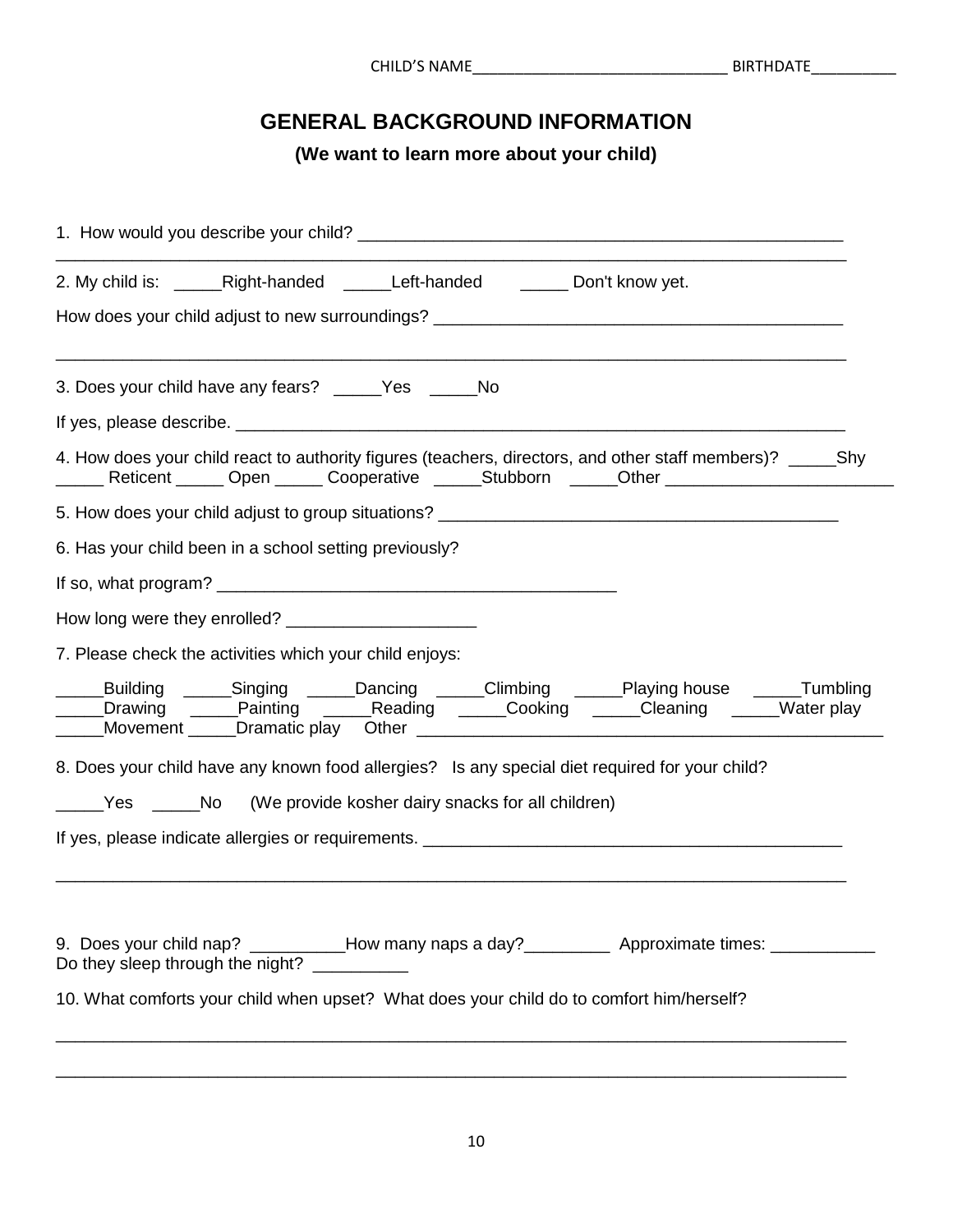CHILD'S NAME______________________________ BIRTHDATE__________

## GENERAL BACKGROUND INFORMATION

**(We want to learn more about your child)**

1. How would you describe your child? ____________________________________________________
_____________________________________________________________________________

2. My child is: _____Right-handed _____Left-handed _____ Don't know yet.

How does your child adjust to new surroundings? ____________________________________________
_____________________________________________________________________________

3. Does your child have any fears? _____Yes _____No

If yes, please describe. _________________________________________________________________

4. How does your child react to authority figures (teachers, directors, and other staff members)? _____Shy _____ Reticent _____ Open _____ Cooperative _____Stubborn _____Other ________________________

5. How does your child adjust to group situations? __________________________________________

6. Has your child been in a school setting previously?

If so, what program? ___________________________________________

How long were they enrolled? ____________________

7. Please check the activities which your child enjoys:

_____Building _____Singing _____Dancing _____Climbing _____Playing house _____Tumbling
_____Drawing _____Painting _____Reading _____Cooking _____Cleaning _____Water play
_____Movement _____Dramatic play Other ________________________________________________

8. Does your child have any known food allergies? Is any special diet required for your child?

_____Yes _____No (We provide kosher dairy snacks for all children)

If yes, please indicate allergies or requirements. ____________________________________________
_____________________________________________________________________________

9. Does your child nap? __________How many naps a day?_________ Approximate times: ___________
Do they sleep through the night? __________

10. What comforts your child when upset? What does your child do to comfort him/herself?

_____________________________________________________________________________

_____________________________________________________________________________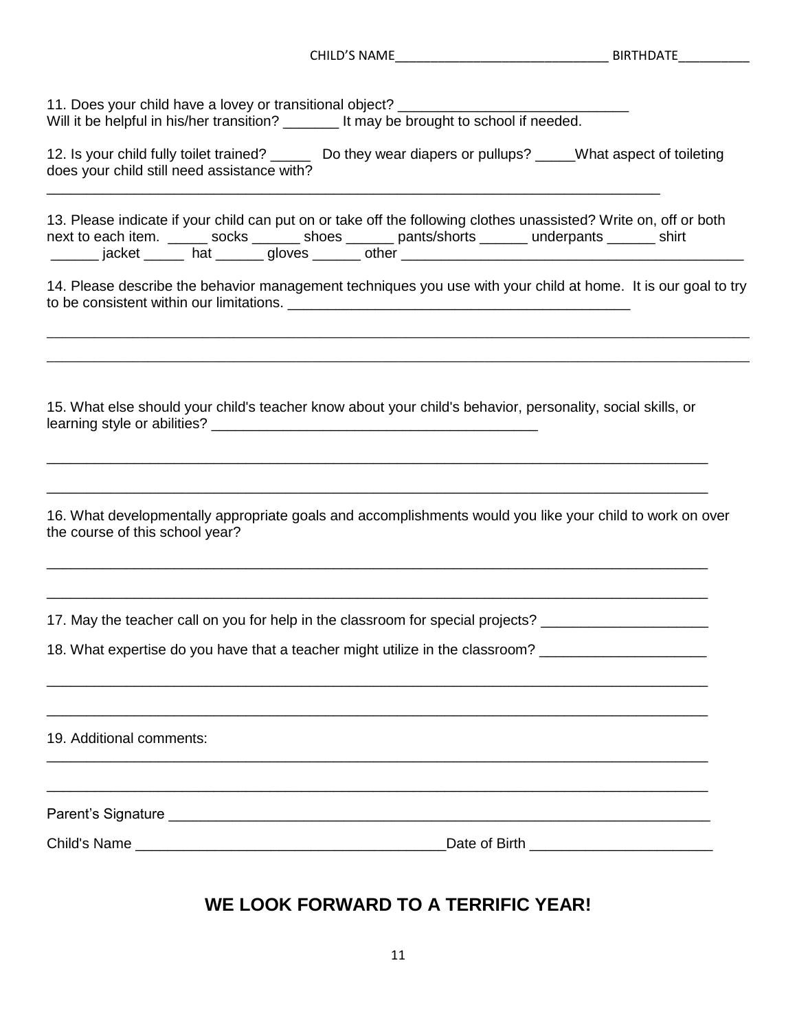CHILD'S NAME______________________________ BIRTHDATE__________

11. Does your child have a lovey or transitional object? ______________________________
Will it be helpful in his/her transition? _______ It may be brought to school if needed.

12. Is your child fully toilet trained? _____ Do they wear diapers or pullups? _____What aspect of toileting does your child still need assistance with?

_______________________________________________________________________________

13. Please indicate if your child can put on or take off the following clothes unassisted? Write on, off or both next to each item. _____ socks ______ shoes ______ pants/shorts ______ underpants ______ shirt ______ jacket _____ hat ______ gloves ______ other ____________________________________________

14. Please describe the behavior management techniques you use with your child at home. It is our goal to try to be consistent within our limitations. ____________________________________________

_______________________________________________________________________________

_______________________________________________________________________________

15. What else should your child's teacher know about your child's behavior, personality, social skills, or learning style or abilities? __________________________________________

_______________________________________________________________________________

_______________________________________________________________________________

16. What developmentally appropriate goals and accomplishments would you like your child to work on over the course of this school year?

_______________________________________________________________________________

_______________________________________________________________________________

17. May the teacher call on you for help in the classroom for special projects? _____________________

18. What expertise do you have that a teacher might utilize in the classroom? _____________________

_______________________________________________________________________________

_______________________________________________________________________________

19. Additional comments:

_______________________________________________________________________________

_______________________________________________________________________________

Parent's Signature ________________________________________________________________________

Child's Name ________________________________________Date of Birth _______________________

## WE LOOK FORWARD TO A TERRIFIC YEAR!